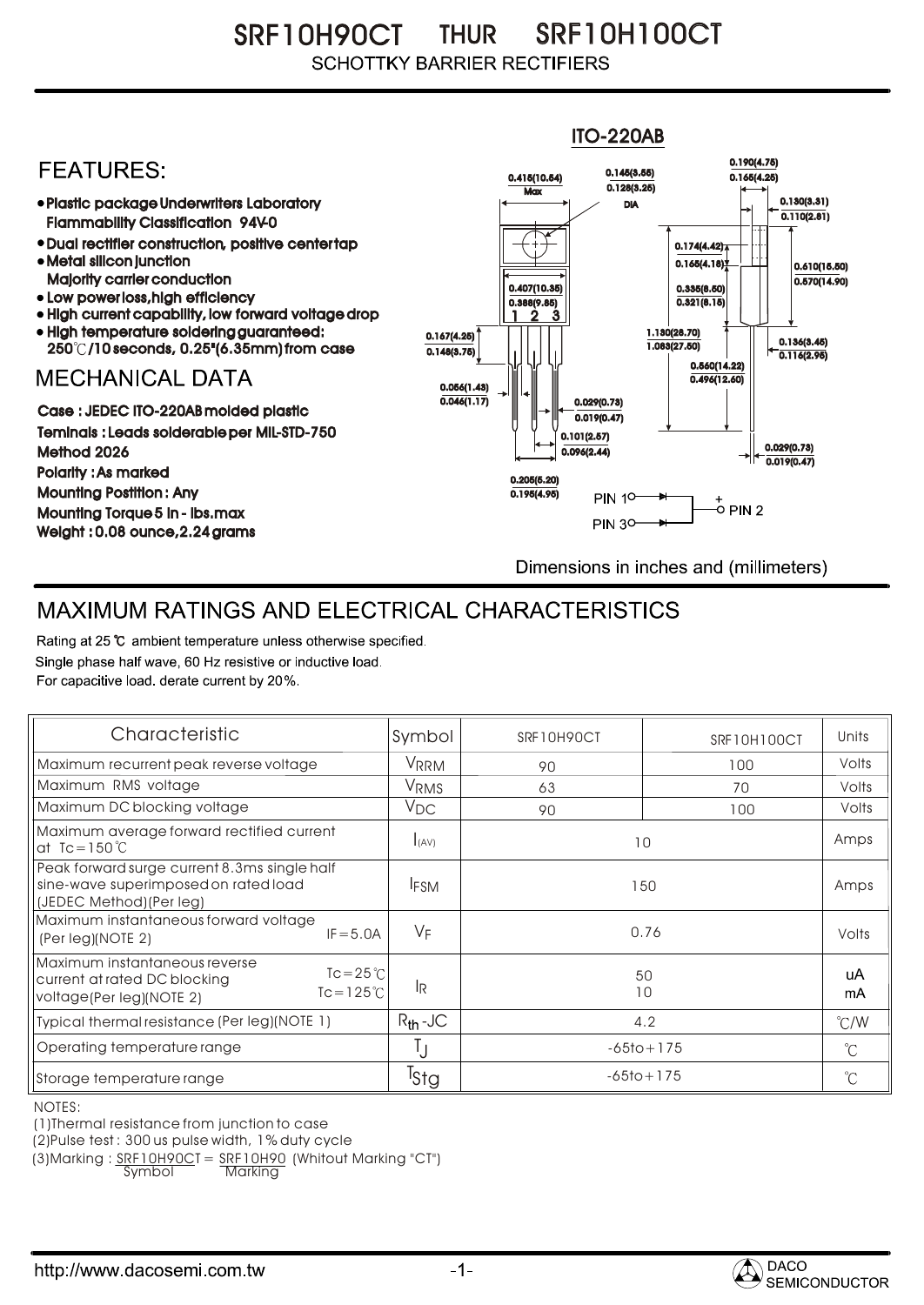# SRF10H90CT THUR SRF10H100CT

SCHOTTKY BARRIER RECTIFIERS

## FEATURES:

- Plastic package Underwriters Laboratory Flammability Classification 94V-0
- Dual rectifier construction, positive center tap
- Metal silicon junction Majority carrier conduction
- Low power loss, high efficiency
- High current capability, low forward voltage drop
- High temperature soldering guaranteed: 250℃/10 seconds, 0.25"(6.35mm) from case

## MECHANICAL DATA

Case : JEDEC ITO-220AB molded plastic

Teminals : Leads solderable per MIL-STD-750 Method 2026

Polarity : As marked

Mounting Postition : Any

Mounting Torque 5 in - lbs.max

Weight : 0.08 ounce, 2.24 grams

ITO-220AB

PIN 1, PIN 3 → + PIN 2

Dimensions in inches and (millimeters)

## MAXIMUM RATINGS AND ELECTRICAL CHARACTERISTICS

Rating at 25 ℃ ambient temperature unless otherwise specified.

Single phase half wave, 60 Hz resistive or inductive load.

For capacitive load. derate current by 20%.

| Characteristic | Symbol | SRF10H90CT | SRF10H100CT | Units |
|---|---|---|---|---|
| Maximum recurrent peak reverse voltage | $V_{RRM}$ | 90 | 100 | Volts |
| Maximum RMS voltage | $V_{RMS}$ | 63 | 70 | Volts |
| Maximum DC blocking voltage | $V_{DC}$ | 90 | 100 | Volts |
| Maximum average forward rectified current at Tc=150℃ | $I_{(AV)}$ | 10 | | Amps |
| Peak forward surge current 8.3ms single half sine-wave superimposed on rated load (JEDEC Method)(Per leg) | $I_{FSM}$ | 150 | | Amps |
| Maximum instantaneous forward voltage (Per leg)(NOTE 2) IF=5.0A | $V_F$ | 0.76 | | Volts |
| Maximum instantaneous reverse current at rated DC blocking voltage(Per leg)(NOTE 2) Tc=25℃ / Tc=125℃ | $I_R$ | 50 / 10 | | uA / mA |
| Typical thermal resistance (Per leg)(NOTE 1) | $R_{th}$-JC | 4.2 | | ℃/W |
| Operating temperature range | $T_J$ | -65to+175 | | ℃ |
| Storage temperature range | $T_{Stg}$ | -65to+175 | | ℃ |

NOTES:

(1)Thermal resistance from junction to case

(2)Pulse test : 300 us pulse width, 1% duty cycle

(3)Marking : SRF10H90CT (Symbol) = SRF10H90 (Marking) (Whitout Marking "CT")

http://www.dacosemi.com.tw

DACO SEMICONDUCTOR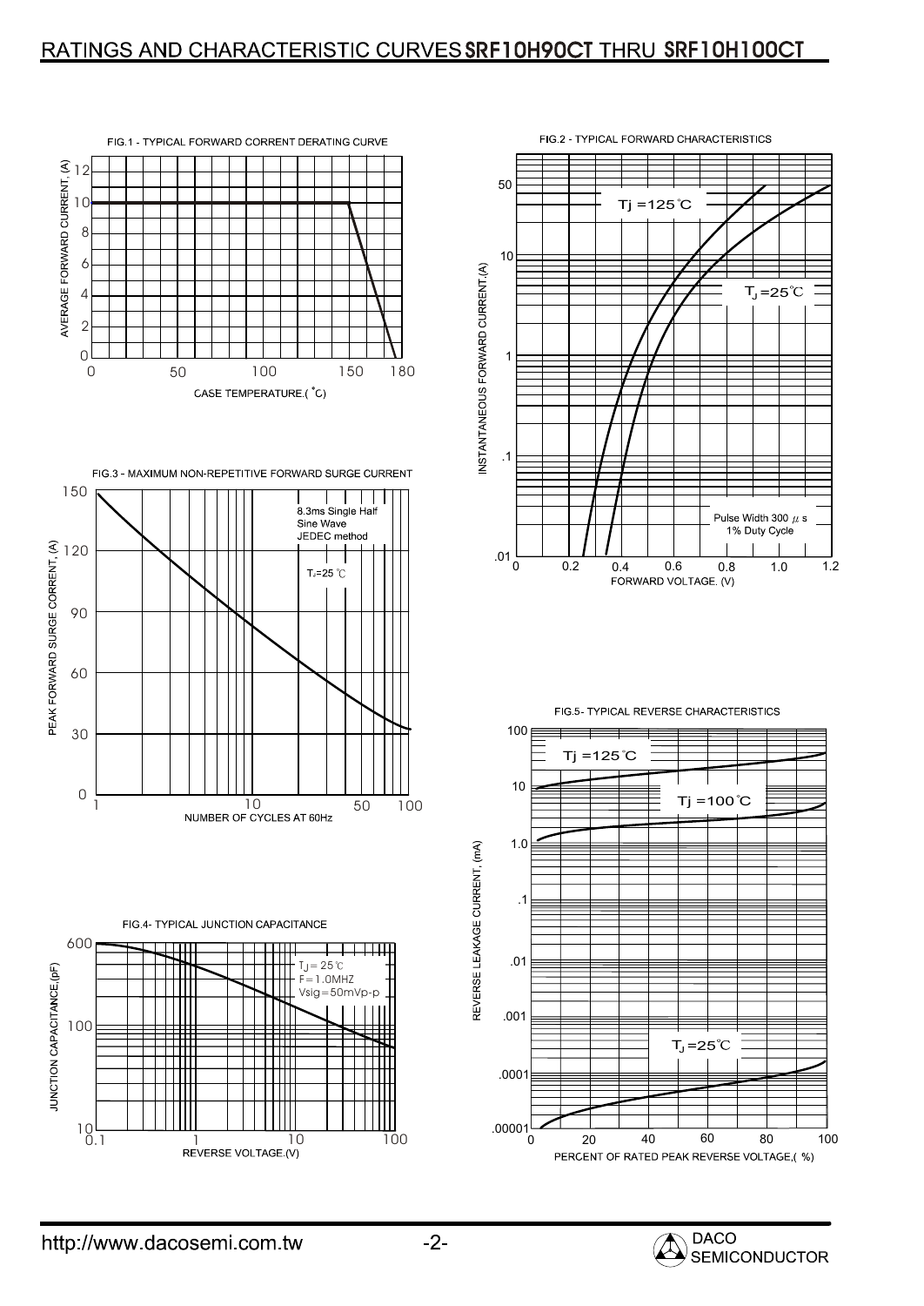# RATINGS AND CHARACTERISTIC CURVES SRF10H90CT THRU SRF10H100CT

FIG.1 - TYPICAL FORWARD CORRENT DERATING CURVE

AVERAGE FORWARD CURRENT, (A)

12
10
8
6
4
2
0

0 50 100 150 180

CASE TEMPERATURE.( °C)

FIG.2 - TYPICAL FORWARD CHARACTERISTICS

INSTANTANEOUS FORWARD CURRENT,(A)

50
10
1
.1
.01

Tj =125°C

$T_J$=25°C

Pulse Width 300 $\mu$ s
1% Duty Cycle

0 0.2 0.4 0.6 0.8 1.0 1.2

FORWARD VOLTAGE. (V)

FIG.3 - MAXIMUM NON-REPETITIVE FORWARD SURGE CURRENT

PEAK FORWARD SURGE CORRENT, (A)

150
120
90
60
30
0

8.3ms Single Half
Sine Wave
JEDEC method

$T_J$=25 °C

1 10 50 100

NUMBER OF CYCLES AT 60Hz

FIG.4- TYPICAL JUNCTION CAPACITANCE

JUNCTION CAPACITANCE,(pF)

600
100
10

$T_J$= 25 °C
F=1.0MHZ
Vsig=50mVp-p

0.1 1 10 100

REVERSE VOLTAGE.(V)

FIG.5- TYPICAL REVERSE CHARACTERISTICS

REVERSE LEAKAGE CURRENT, (mA)

100
10
1.0
.1
.01
.001
.0001
.00001

Tj =125°C

Tj =100°C

$T_J$=25°C

0 20 40 60 80 100

PERCENT OF RATED PEAK REVERSE VOLTAGE,( %)